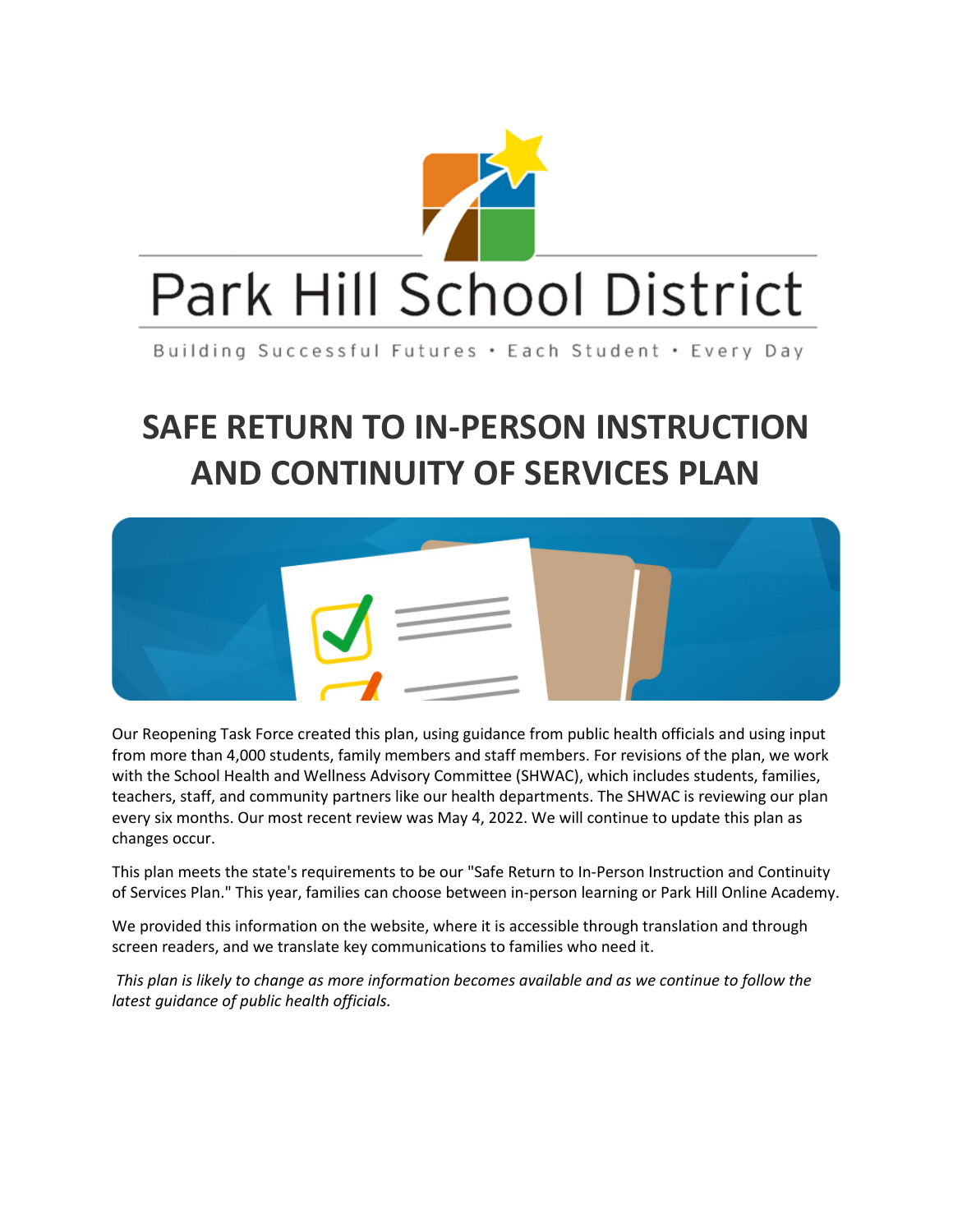Park Hill School District

Building Successful Futures • Each Student • Every Day

# SAFE RETURN TO IN-PERSON INSTRUCTION AND CONTINUITY OF SERVICES PLAN

Our Reopening Task Force created this plan, using guidance from public health officials and using input from more than 4,000 students, family members and staff members. For revisions of the plan, we work with the School Health and Wellness Advisory Committee (SHWAC), which includes students, families, teachers, staff, and community partners like our health departments. The SHWAC is reviewing our plan every six months. Our most recent review was May 4, 2022. We will continue to update this plan as changes occur.

This plan meets the state's requirements to be our "Safe Return to In-Person Instruction and Continuity of Services Plan." This year, families can choose between in-person learning or Park Hill Online Academy.

We provided this information on the website, where it is accessible through translation and through screen readers, and we translate key communications to families who need it.

*This plan is likely to change as more information becomes available and as we continue to follow the latest guidance of public health officials.*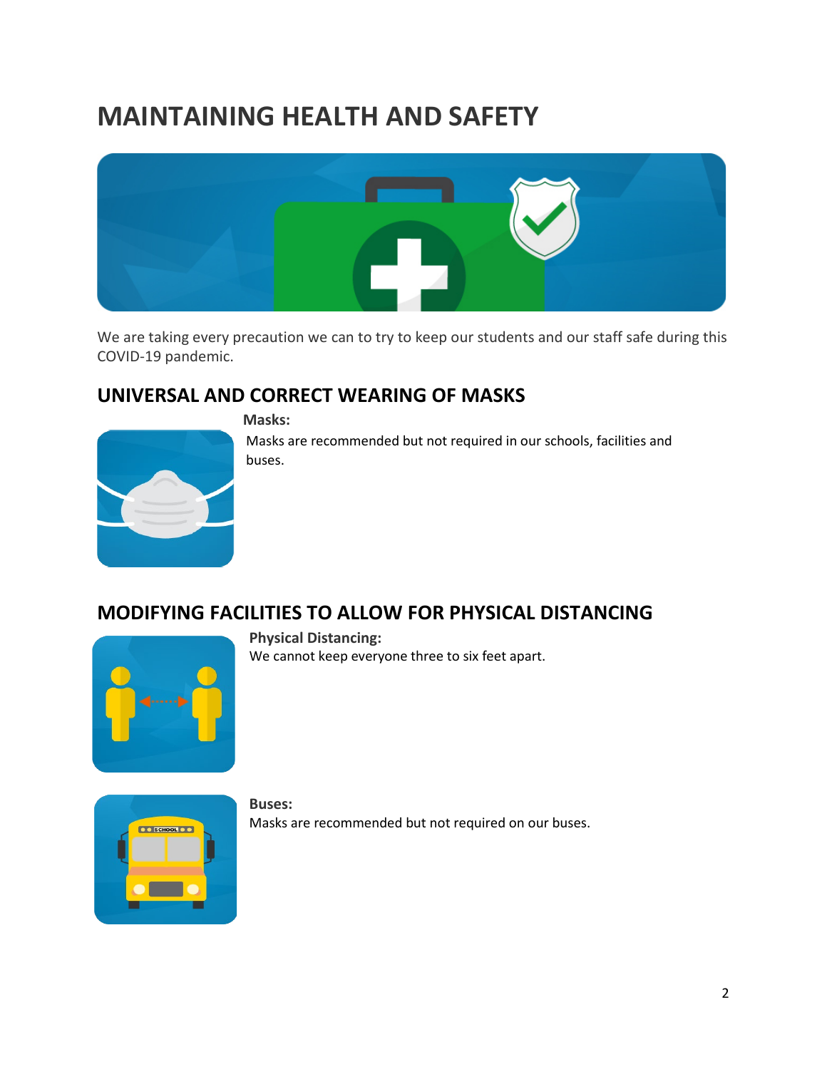# MAINTAINING HEALTH AND SAFETY

We are taking every precaution we can to try to keep our students and our staff safe during this COVID-19 pandemic.

## UNIVERSAL AND CORRECT WEARING OF MASKS

**Masks:**

Masks are recommended but not required in our schools, facilities and buses.

## MODIFYING FACILITIES TO ALLOW FOR PHYSICAL DISTANCING

**Physical Distancing:**

We cannot keep everyone three to six feet apart.

**Buses:**

Masks are recommended but not required on our buses.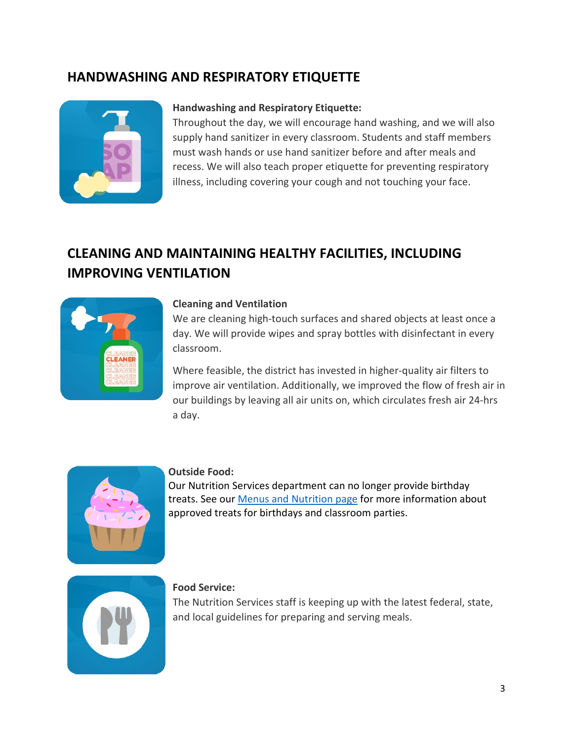## HANDWASHING AND RESPIRATORY ETIQUETTE

**Handwashing and Respiratory Etiquette:**
Throughout the day, we will encourage hand washing, and we will also supply hand sanitizer in every classroom. Students and staff members must wash hands or use hand sanitizer before and after meals and recess. We will also teach proper etiquette for preventing respiratory illness, including covering your cough and not touching your face.

## CLEANING AND MAINTAINING HEALTHY FACILITIES, INCLUDING IMPROVING VENTILATION

**Cleaning and Ventilation**
We are cleaning high-touch surfaces and shared objects at least once a day. We will provide wipes and spray bottles with disinfectant in every classroom.

Where feasible, the district has invested in higher-quality air filters to improve air ventilation. Additionally, we improved the flow of fresh air in our buildings by leaving all air units on, which circulates fresh air 24-hrs a day.

**Outside Food:**
Our Nutrition Services department can no longer provide birthday treats. See our [Menus and Nutrition page] for more information about approved treats for birthdays and classroom parties.

**Food Service:**
The Nutrition Services staff is keeping up with the latest federal, state, and local guidelines for preparing and serving meals.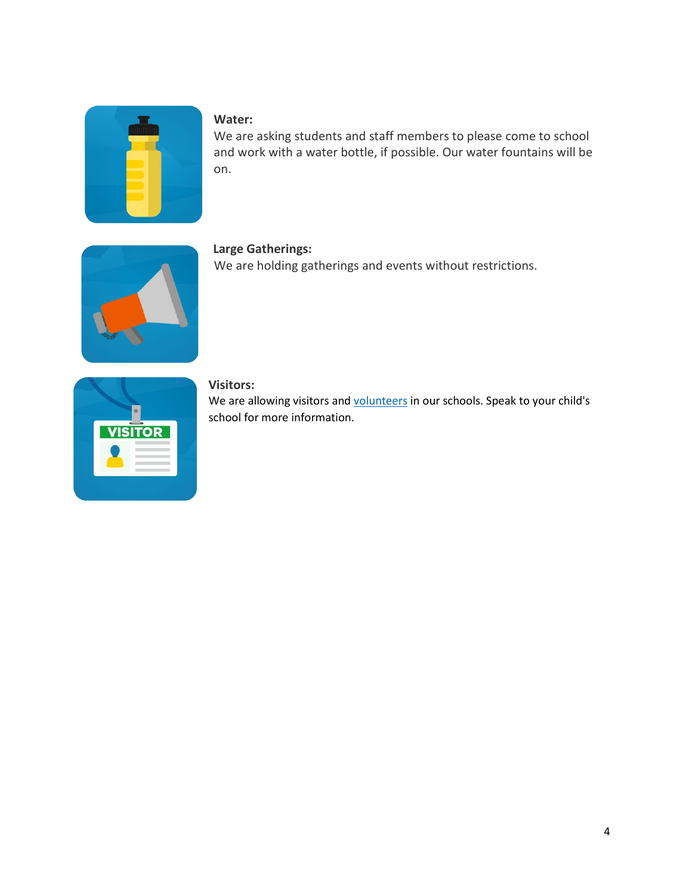**Water:**
We are asking students and staff members to please come to school and work with a water bottle, if possible. Our water fountains will be on.

**Large Gatherings:**
We are holding gatherings and events without restrictions.

**Visitors:**
We are allowing visitors and volunteers in our schools. Speak to your child's school for more information.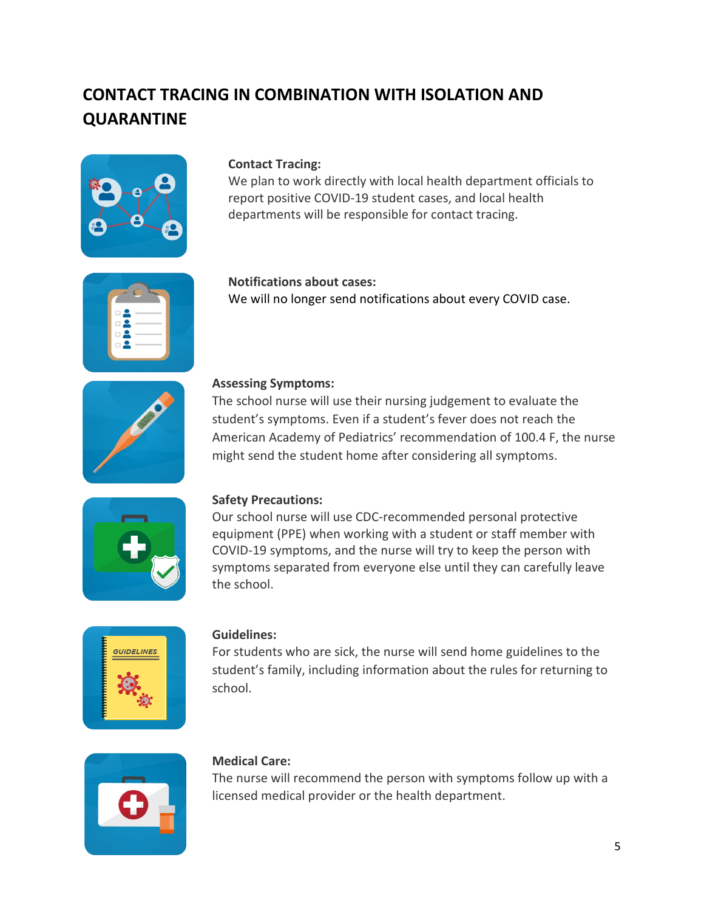## CONTACT TRACING IN COMBINATION WITH ISOLATION AND QUARANTINE

**Contact Tracing:**
We plan to work directly with local health department officials to report positive COVID-19 student cases, and local health departments will be responsible for contact tracing.

**Notifications about cases:**
We will no longer send notifications about every COVID case.

**Assessing Symptoms:**
The school nurse will use their nursing judgement to evaluate the student's symptoms. Even if a student's fever does not reach the American Academy of Pediatrics' recommendation of 100.4 F, the nurse might send the student home after considering all symptoms.

**Safety Precautions:**
Our school nurse will use CDC-recommended personal protective equipment (PPE) when working with a student or staff member with COVID-19 symptoms, and the nurse will try to keep the person with symptoms separated from everyone else until they can carefully leave the school.

**Guidelines:**
For students who are sick, the nurse will send home guidelines to the student's family, including information about the rules for returning to school.

**Medical Care:**
The nurse will recommend the person with symptoms follow up with a licensed medical provider or the health department.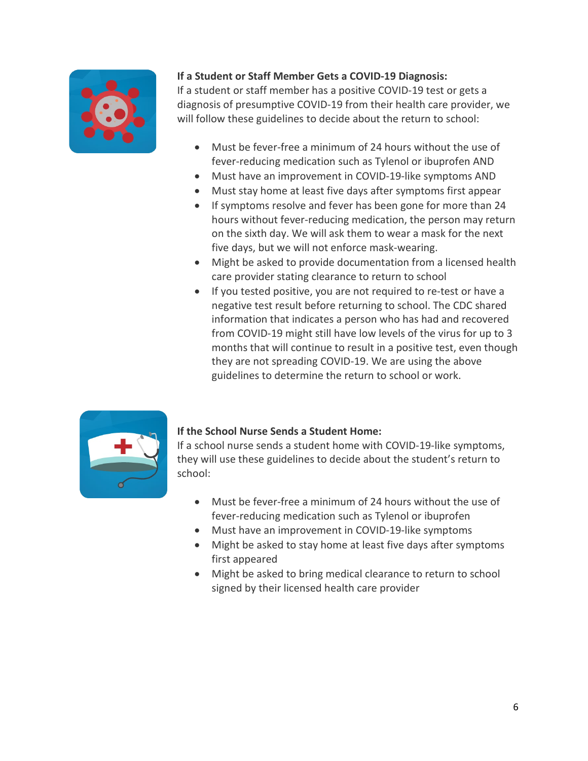**If a Student or Staff Member Gets a COVID-19 Diagnosis:**
If a student or staff member has a positive COVID-19 test or gets a diagnosis of presumptive COVID-19 from their health care provider, we will follow these guidelines to decide about the return to school:

- Must be fever-free a minimum of 24 hours without the use of fever-reducing medication such as Tylenol or ibuprofen AND
- Must have an improvement in COVID-19-like symptoms AND
- Must stay home at least five days after symptoms first appear
- If symptoms resolve and fever has been gone for more than 24 hours without fever-reducing medication, the person may return on the sixth day. We will ask them to wear a mask for the next five days, but we will not enforce mask-wearing.
- Might be asked to provide documentation from a licensed health care provider stating clearance to return to school
- If you tested positive, you are not required to re-test or have a negative test result before returning to school. The CDC shared information that indicates a person who has had and recovered from COVID-19 might still have low levels of the virus for up to 3 months that will continue to result in a positive test, even though they are not spreading COVID-19. We are using the above guidelines to determine the return to school or work.

**If the School Nurse Sends a Student Home:**
If a school nurse sends a student home with COVID-19-like symptoms, they will use these guidelines to decide about the student's return to school:

- Must be fever-free a minimum of 24 hours without the use of fever-reducing medication such as Tylenol or ibuprofen
- Must have an improvement in COVID-19-like symptoms
- Might be asked to stay home at least five days after symptoms first appeared
- Might be asked to bring medical clearance to return to school signed by their licensed health care provider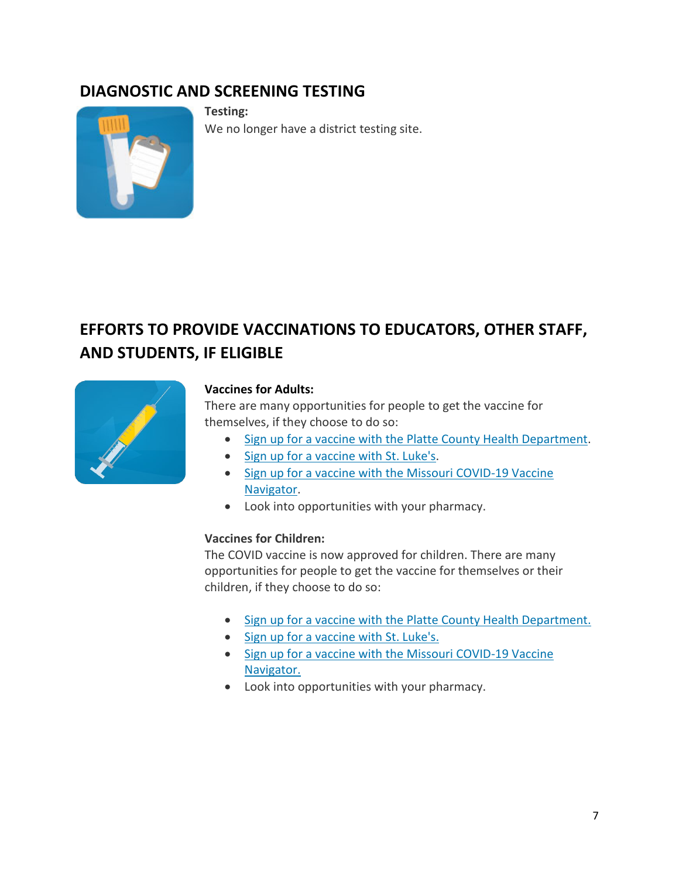## DIAGNOSTIC AND SCREENING TESTING

**Testing:**

We no longer have a district testing site.

## EFFORTS TO PROVIDE VACCINATIONS TO EDUCATORS, OTHER STAFF, AND STUDENTS, IF ELIGIBLE

**Vaccines for Adults:**

There are many opportunities for people to get the vaccine for themselves, if they choose to do so:

- Sign up for a vaccine with the Platte County Health Department.
- Sign up for a vaccine with St. Luke's.
- Sign up for a vaccine with the Missouri COVID-19 Vaccine Navigator.
- Look into opportunities with your pharmacy.

**Vaccines for Children:**

The COVID vaccine is now approved for children. There are many opportunities for people to get the vaccine for themselves or their children, if they choose to do so:

- Sign up for a vaccine with the Platte County Health Department.
- Sign up for a vaccine with St. Luke's.
- Sign up for a vaccine with the Missouri COVID-19 Vaccine Navigator.
- Look into opportunities with your pharmacy.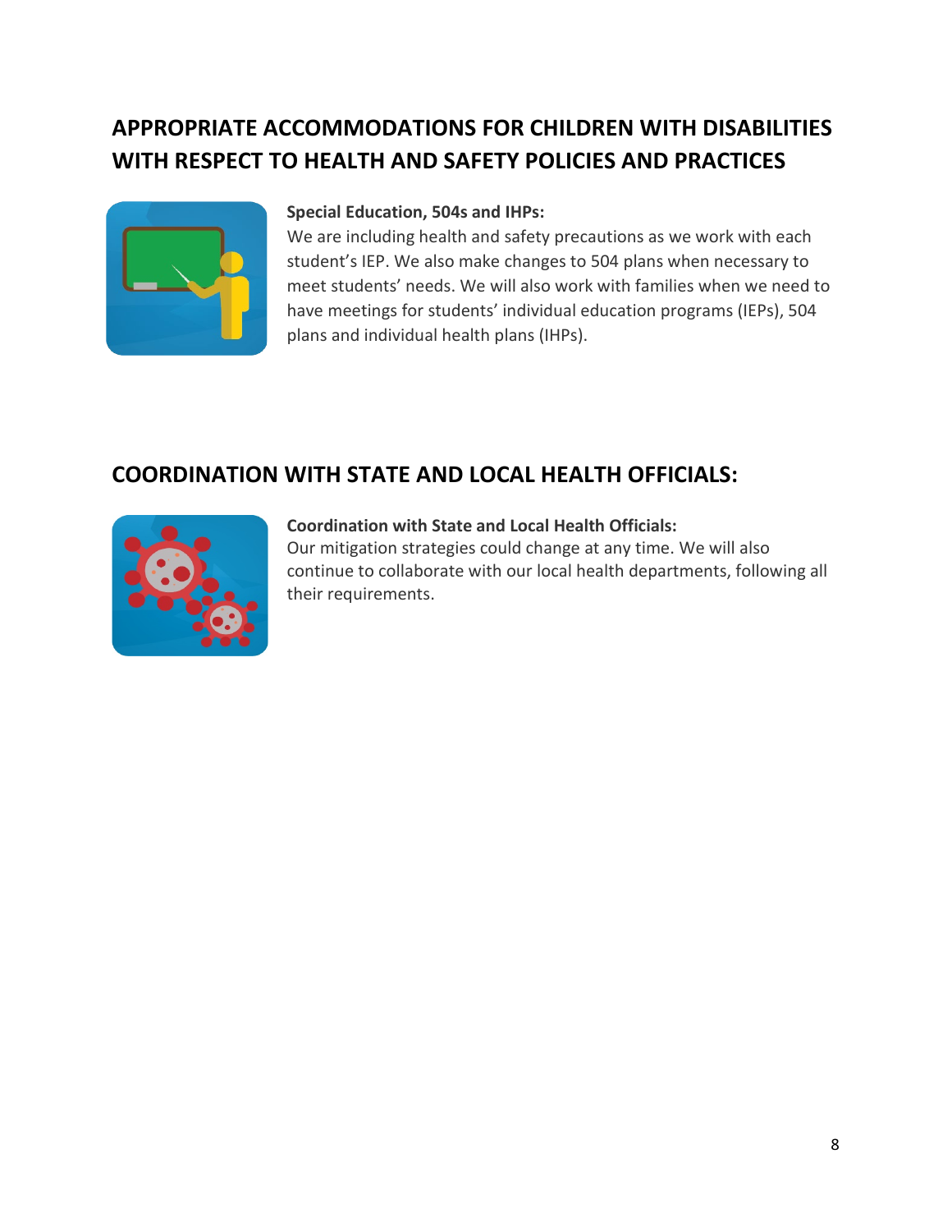## APPROPRIATE ACCOMMODATIONS FOR CHILDREN WITH DISABILITIES WITH RESPECT TO HEALTH AND SAFETY POLICIES AND PRACTICES

**Special Education, 504s and IHPs:**
We are including health and safety precautions as we work with each student's IEP. We also make changes to 504 plans when necessary to meet students' needs. We will also work with families when we need to have meetings for students' individual education programs (IEPs), 504 plans and individual health plans (IHPs).

## COORDINATION WITH STATE AND LOCAL HEALTH OFFICIALS:

**Coordination with State and Local Health Officials:**
Our mitigation strategies could change at any time. We will also continue to collaborate with our local health departments, following all their requirements.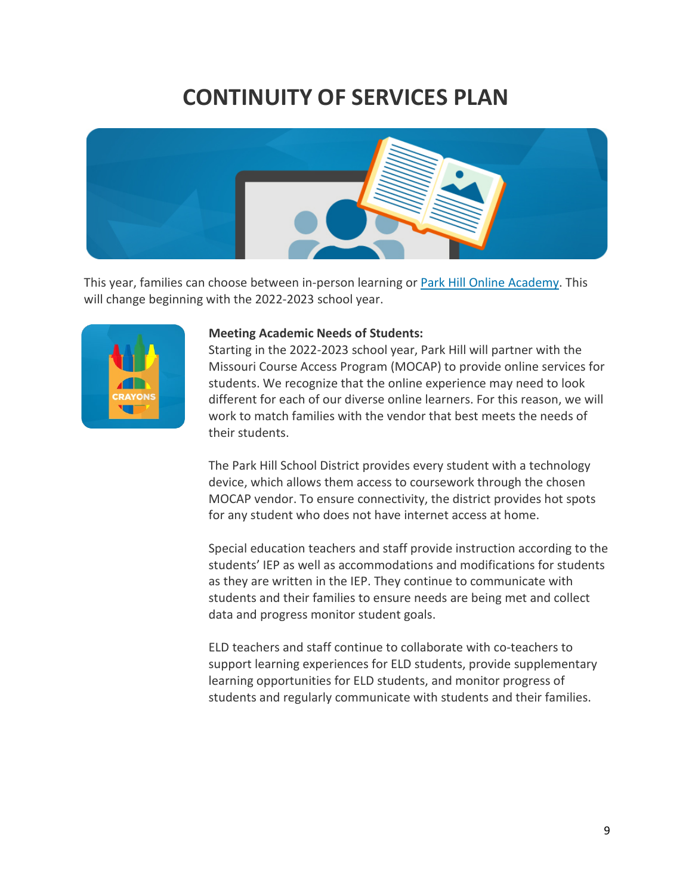# CONTINUITY OF SERVICES PLAN

This year, families can choose between in-person learning or [Park Hill Online Academy](). This will change beginning with the 2022-2023 school year.

**Meeting Academic Needs of Students:**

Starting in the 2022-2023 school year, Park Hill will partner with the Missouri Course Access Program (MOCAP) to provide online services for students. We recognize that the online experience may need to look different for each of our diverse online learners. For this reason, we will work to match families with the vendor that best meets the needs of their students.

The Park Hill School District provides every student with a technology device, which allows them access to coursework through the chosen MOCAP vendor. To ensure connectivity, the district provides hot spots for any student who does not have internet access at home.

Special education teachers and staff provide instruction according to the students' IEP as well as accommodations and modifications for students as they are written in the IEP. They continue to communicate with students and their families to ensure needs are being met and collect data and progress monitor student goals.

ELD teachers and staff continue to collaborate with co-teachers to support learning experiences for ELD students, provide supplementary learning opportunities for ELD students, and monitor progress of students and regularly communicate with students and their families.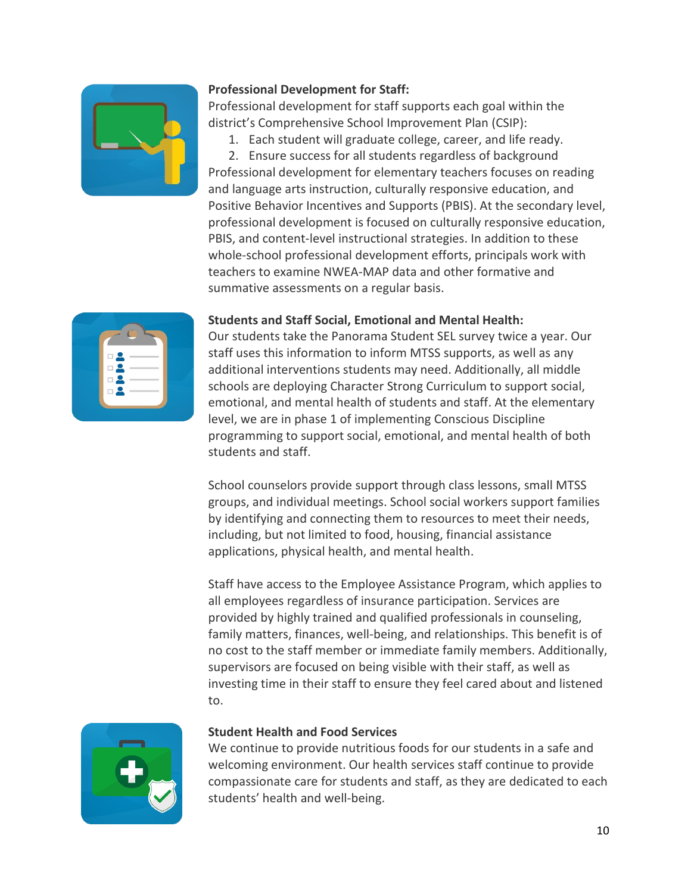**Professional Development for Staff:**

Professional development for staff supports each goal within the district's Comprehensive School Improvement Plan (CSIP):

1. Each student will graduate college, career, and life ready.
2. Ensure success for all students regardless of background

Professional development for elementary teachers focuses on reading and language arts instruction, culturally responsive education, and Positive Behavior Incentives and Supports (PBIS). At the secondary level, professional development is focused on culturally responsive education, PBIS, and content-level instructional strategies. In addition to these whole-school professional development efforts, principals work with teachers to examine NWEA-MAP data and other formative and summative assessments on a regular basis.

**Students and Staff Social, Emotional and Mental Health:**

Our students take the Panorama Student SEL survey twice a year. Our staff uses this information to inform MTSS supports, as well as any additional interventions students may need. Additionally, all middle schools are deploying Character Strong Curriculum to support social, emotional, and mental health of students and staff. At the elementary level, we are in phase 1 of implementing Conscious Discipline programming to support social, emotional, and mental health of both students and staff.

School counselors provide support through class lessons, small MTSS groups, and individual meetings. School social workers support families by identifying and connecting them to resources to meet their needs, including, but not limited to food, housing, financial assistance applications, physical health, and mental health.

Staff have access to the Employee Assistance Program, which applies to all employees regardless of insurance participation. Services are provided by highly trained and qualified professionals in counseling, family matters, finances, well-being, and relationships. This benefit is of no cost to the staff member or immediate family members. Additionally, supervisors are focused on being visible with their staff, as well as investing time in their staff to ensure they feel cared about and listened to.

**Student Health and Food Services**

We continue to provide nutritious foods for our students in a safe and welcoming environment. Our health services staff continue to provide compassionate care for students and staff, as they are dedicated to each students' health and well-being.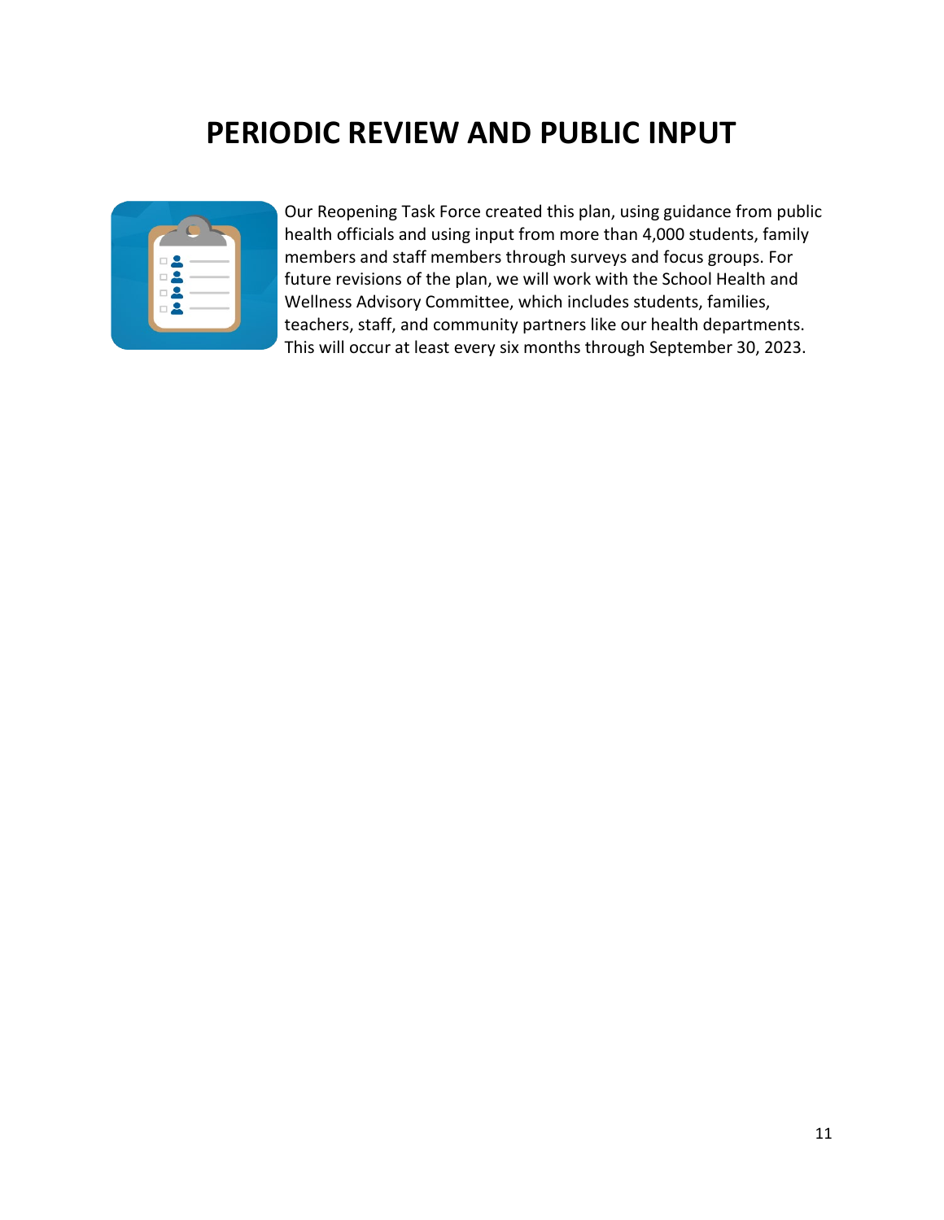# PERIODIC REVIEW AND PUBLIC INPUT

Our Reopening Task Force created this plan, using guidance from public health officials and using input from more than 4,000 students, family members and staff members through surveys and focus groups. For future revisions of the plan, we will work with the School Health and Wellness Advisory Committee, which includes students, families, teachers, staff, and community partners like our health departments. This will occur at least every six months through September 30, 2023.